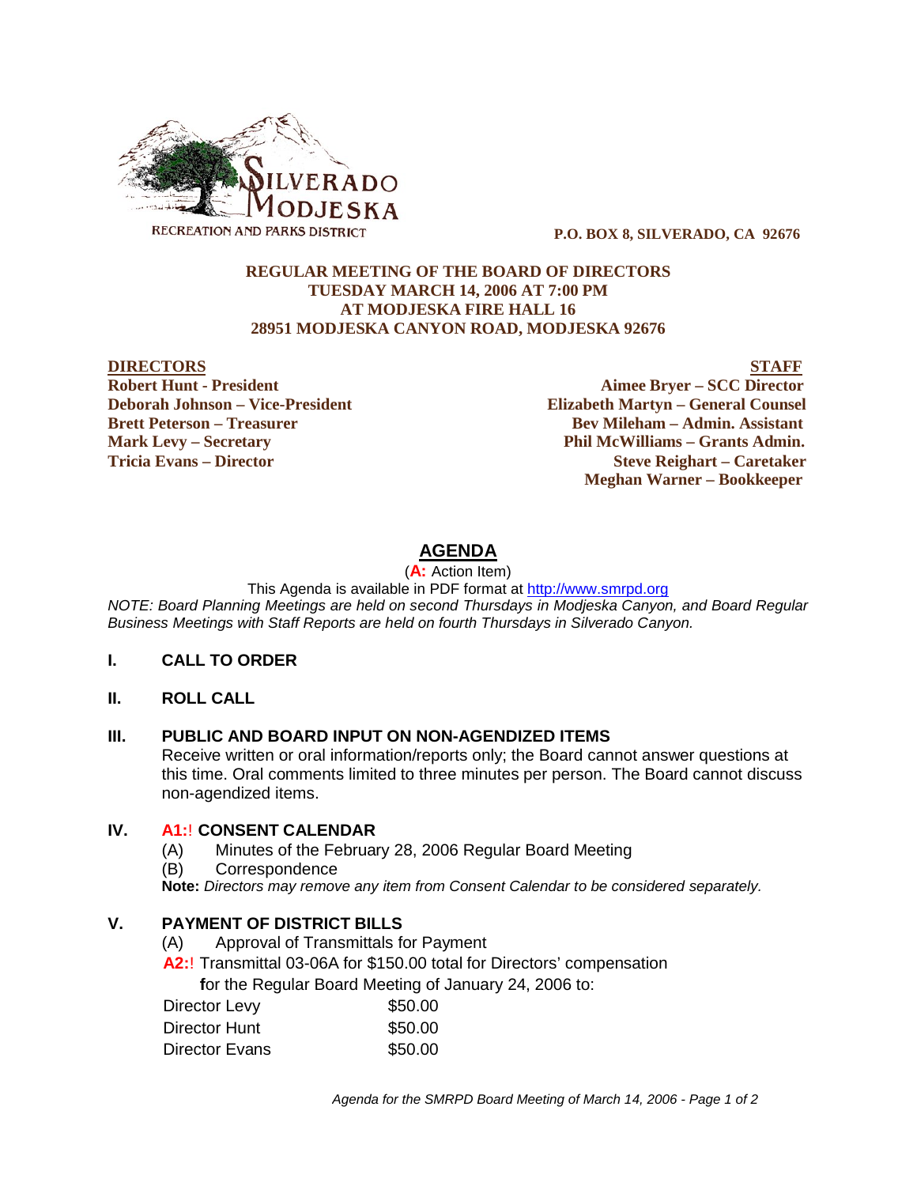P.O. BOX 8, SILVERADO, CA 92676

**REGULAR MEETING OF THE BOARD OF DIRECTORS**
**TUESDAY MARCH 14, 2006 AT 7:00 PM**
**AT MODJESKA FIRE HALL 16**
**28951 MODJESKA CANYON ROAD, MODJESKA 92676**

| DIRECTORS | STAFF |
|---|---|
| Robert Hunt - President | Aimee Bryer – SCC Director |
| Deborah Johnson – Vice-President | Elizabeth Martyn – General Counsel |
| Brett Peterson – Treasurer | Bev Mileham – Admin. Assistant |
| Mark Levy – Secretary | Phil McWilliams – Grants Admin. |
| Tricia Evans – Director | Steve Reighart – Caretaker |
| | Meghan Warner – Bookkeeper |

# AGENDA

(**A:** Action Item)

This Agenda is available in PDF format at http://www.smrpd.org

*NOTE: Board Planning Meetings are held on second Thursdays in Modjeska Canyon, and Board Regular Business Meetings with Staff Reports are held on fourth Thursdays in Silverado Canyon.*

## I. CALL TO ORDER

## II. ROLL CALL

## III. PUBLIC AND BOARD INPUT ON NON-AGENDIZED ITEMS

Receive written or oral information/reports only; the Board cannot answer questions at this time. Oral comments limited to three minutes per person. The Board cannot discuss non-agendized items.

## IV. A1:! CONSENT CALENDAR

(A) Minutes of the February 28, 2006 Regular Board Meeting

(B) Correspondence

**Note:** *Directors may remove any item from Consent Calendar to be considered separately.*

## V. PAYMENT OF DISTRICT BILLS

(A) Approval of Transmittals for Payment

**A2:**! Transmittal 03-06A for $150.00 total for Directors' compensation **f**or the Regular Board Meeting of January 24, 2006 to:

| | |
|---|---|
| Director Levy | $50.00 |
| Director Hunt | $50.00 |
| Director Evans | $50.00 |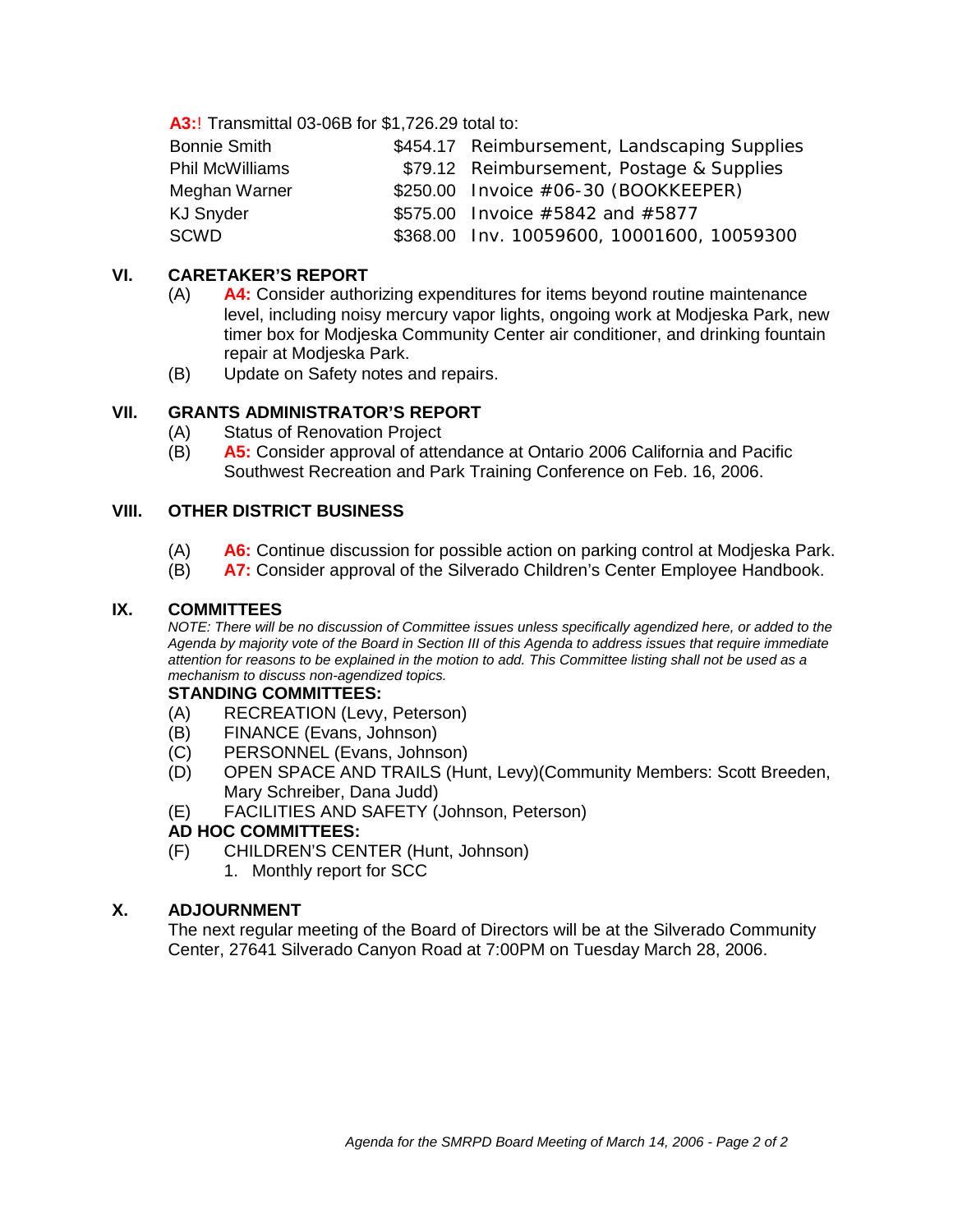**A3:**! Transmittal 03-06B for $1,726.29 total to:

| | | |
|---|---|---|
| Bonnie Smith | $454.17 | Reimbursement, Landscaping Supplies |
| Phil McWilliams | $79.12 | Reimbursement, Postage & Supplies |
| Meghan Warner | $250.00 | Invoice #06-30 (BOOKKEEPER) |
| KJ Snyder | $575.00 | Invoice #5842 and #5877 |
| SCWD | $368.00 | Inv. 10059600, 10001600, 10059300 |

## VI. CARETAKER'S REPORT

(A) **A4:** Consider authorizing expenditures for items beyond routine maintenance level, including noisy mercury vapor lights, ongoing work at Modjeska Park, new timer box for Modjeska Community Center air conditioner, and drinking fountain repair at Modjeska Park.

(B) Update on Safety notes and repairs.

## VII. GRANTS ADMINISTRATOR'S REPORT

(A) Status of Renovation Project

(B) **A5:** Consider approval of attendance at Ontario 2006 California and Pacific Southwest Recreation and Park Training Conference on Feb. 16, 2006.

## VIII. OTHER DISTRICT BUSINESS

(A) **A6:** Continue discussion for possible action on parking control at Modjeska Park.

(B) **A7:** Consider approval of the Silverado Children's Center Employee Handbook.

## IX. COMMITTEES

*NOTE: There will be no discussion of Committee issues unless specifically agendized here, or added to the Agenda by majority vote of the Board in Section III of this Agenda to address issues that require immediate attention for reasons to be explained in the motion to add. This Committee listing shall not be used as a mechanism to discuss non-agendized topics.*

**STANDING COMMITTEES:**

(A) RECREATION (Levy, Peterson)

(B) FINANCE (Evans, Johnson)

(C) PERSONNEL (Evans, Johnson)

(D) OPEN SPACE AND TRAILS (Hunt, Levy)(Community Members: Scott Breeden, Mary Schreiber, Dana Judd)

(E) FACILITIES AND SAFETY (Johnson, Peterson)

**AD HOC COMMITTEES:**

(F) CHILDREN'S CENTER (Hunt, Johnson)

1. Monthly report for SCC

## X. ADJOURNMENT

The next regular meeting of the Board of Directors will be at the Silverado Community Center, 27641 Silverado Canyon Road at 7:00PM on Tuesday March 28, 2006.